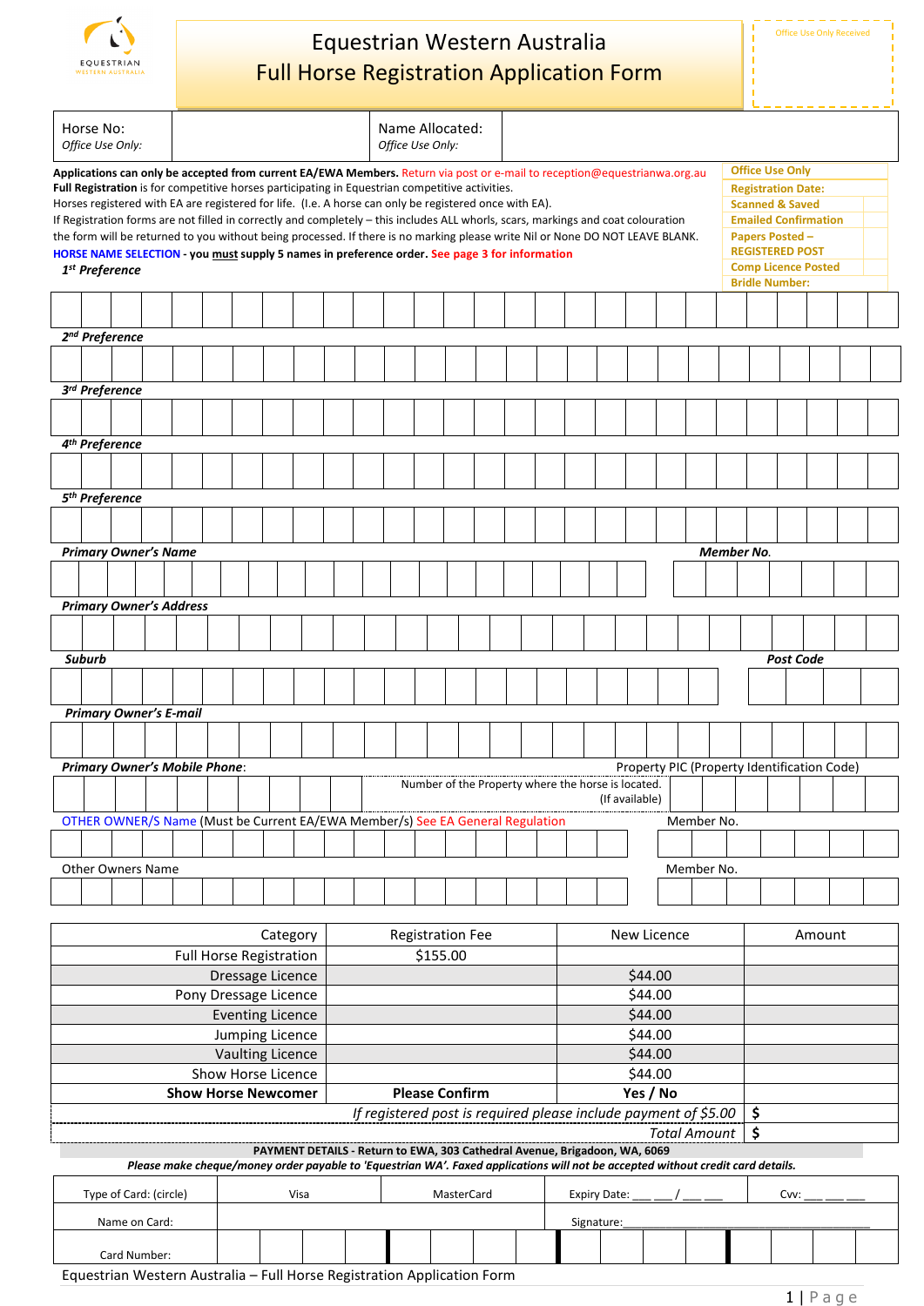# Equestrian Western Australia
## Full Horse Registration Application Form

Office Use Only Received

| Horse No: *Office Use Only:* | | Name Allocated: *Office Use Only:* | |
|---|---|---|---|

**Applications can only be accepted from current EA/EWA Members.** Return via post or e-mail to reception@equestrianwa.org.au
**Full Registration** is for competitive horses participating in Equestrian competitive activities.
Horses registered with EA are registered for life. (I.e. A horse can only be registered once with EA).
If Registration forms are not filled in correctly and completely – this includes ALL whorls, scars, markings and coat colouration the form will be returned to you without being processed. If there is no marking please write Nil or None DO NOT LEAVE BLANK.
**HORSE NAME SELECTION - you must supply 5 names in preference order. See page 3 for information**

| Office Use Only | |
|---|---|
| Registration Date: | |
| Scanned & Saved | |
| Emailed Confirmation | |
| Papers Posted – REGISTERED POST | |
| Comp Licence Posted | |
| Bridle Number: | |

***1st Preference***

***2nd Preference***

***3rd Preference***

***4th Preference***

***5th Preference***

***Primary Owner's Name*** — ***Member No.***

***Primary Owner's Address***

***Suburb*** — ***Post Code***

***Primary Owner's E-mail***

***Primary Owner's Mobile Phone***: — Property PIC (Property Identification Code)
Number of the Property where the horse is located. (If available)

OTHER OWNER/S Name (Must be Current EA/EWA Member/s) See EA General Regulation — Member No.

Other Owners Name — Member No.

| Category | Registration Fee | New Licence | Amount |
|---|---|---|---|
| Full Horse Registration | $155.00 | | |
| Dressage Licence | | $44.00 | |
| Pony Dressage Licence | | $44.00 | |
| Eventing Licence | | $44.00 | |
| Jumping Licence | | $44.00 | |
| Vaulting Licence | | $44.00 | |
| Show Horse Licence | | $44.00 | |
| **Show Horse Newcomer** | **Please Confirm** | **Yes / No** | |
| *If registered post is required please include payment of $5.00* | | | $ |
| *Total Amount* | | | $ |

**PAYMENT DETAILS - Return to EWA, 303 Cathedral Avenue, Brigadoon, WA, 6069**
***Please make cheque/money order payable to 'Equestrian WA'. Faxed applications will not be accepted without credit card details.***

| Type of Card: (circle) | Visa | MasterCard | Expiry Date: ___ ___/___ ___ | Cvv: ___ ___ ___ |
|---|---|---|---|---|
| Name on Card: | | | Signature:_______________ | |
| Card Number: | | | | |

Equestrian Western Australia – Full Horse Registration Application Form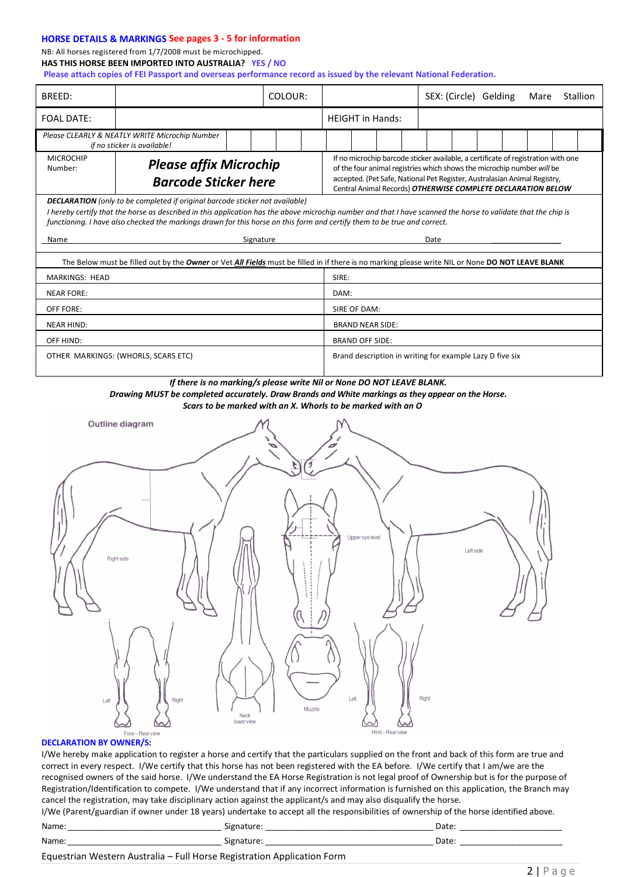## HORSE DETAILS & MARKINGS See pages 3 - 5 for information

NB: All horses registered from 1/7/2008 must be microchipped.

**HAS THIS HORSE BEEN IMPORTED INTO AUSTRALIA? YES / NO**

**Please attach copies of FEI Passport and overseas performance record as issued by the relevant National Federation.**

| BREED: | | COLOUR: | | SEX: (Circle) Gelding Mare Stallion |
|---|---|---|---|---|
| FOAL DATE: | | | HEIGHT in Hands: | |
| *Please CLEARLY & NEATLY WRITE Microchip Number if no sticker is available!* | | | | |
| MICROCHIP Number: | ***Please affix Microchip Barcode Sticker here*** | | If no microchip barcode sticker available, a certificate of registration with one of the four animal registries which shows the microchip number *will* be accepted. (Pet Safe, National Pet Register, Australasian Animal Registry, Central Animal Records) ***OTHERWISE COMPLETE DECLARATION BELOW*** | |

***DECLARATION*** *(only to be completed if original barcode sticker not available)*

*I hereby certify that the horse as described in this application has the above microchip number and that I have scanned the horse to validate that the chip is functioning. I have also checked the markings drawn for this horse on this form and certify them to be true and correct.*

Name \_\_\_\_\_\_\_\_\_\_\_\_\_\_\_\_\_\_\_\_ Signature \_\_\_\_\_\_\_\_\_\_\_\_\_\_\_\_\_\_\_\_ Date \_\_\_\_\_\_\_\_\_\_\_\_\_\_\_\_\_\_\_\_

The Below must be filled out by the ***Owner*** or Vet ***All Fields*** must be filled in if there is no marking please write NIL or None **DO NOT LEAVE BLANK**

| | |
|---|---|
| MARKINGS: HEAD | SIRE: |
| NEAR FORE: | DAM: |
| OFF FORE: | SIRE OF DAM: |
| NEAR HIND: | BRAND NEAR SIDE: |
| OFF HIND: | BRAND OFF SIDE: |
| OTHER MARKINGS: (WHORLS, SCARS ETC) | Brand description in writing for example Lazy D five six |

***If there is no marking/s please write Nil or None DO NOT LEAVE BLANK.***
***Drawing MUST be completed accurately. Draw Brands and White markings as they appear on the Horse.***
***Scars to be marked with an X. Whorls to be marked with an O***

Outline diagram

Right side — Left side — Upper eye level — Neck lower view — Muzzle — Fore – Rear view (Left, Right) — Hind – Rear view (Left, Right)

**DECLARATION BY OWNER/S:**

I/We hereby make application to register a horse and certify that the particulars supplied on the front and back of this form are true and correct in every respect. I/We certify that this horse has not been registered with the EA before. I/We certify that I am/we are the recognised owners of the said horse. I/We understand the EA Horse Registration is not legal proof of Ownership but is for the purpose of Registration/Identification to compete. I/We understand that if any incorrect information is furnished on this application, the Branch may cancel the registration, may take disciplinary action against the applicant/s and may also disqualify the horse.

I/We (Parent/guardian if owner under 18 years) undertake to accept all the responsibilities of ownership of the horse identified above.

Name: \_\_\_\_\_\_\_\_\_\_\_\_\_\_\_\_\_\_\_\_ Signature: \_\_\_\_\_\_\_\_\_\_\_\_\_\_\_\_\_\_\_\_ Date: \_\_\_\_\_\_\_\_\_\_\_\_\_\_\_\_\_\_\_\_

Name: \_\_\_\_\_\_\_\_\_\_\_\_\_\_\_\_\_\_\_\_ Signature: \_\_\_\_\_\_\_\_\_\_\_\_\_\_\_\_\_\_\_\_ Date: \_\_\_\_\_\_\_\_\_\_\_\_\_\_\_\_\_\_\_\_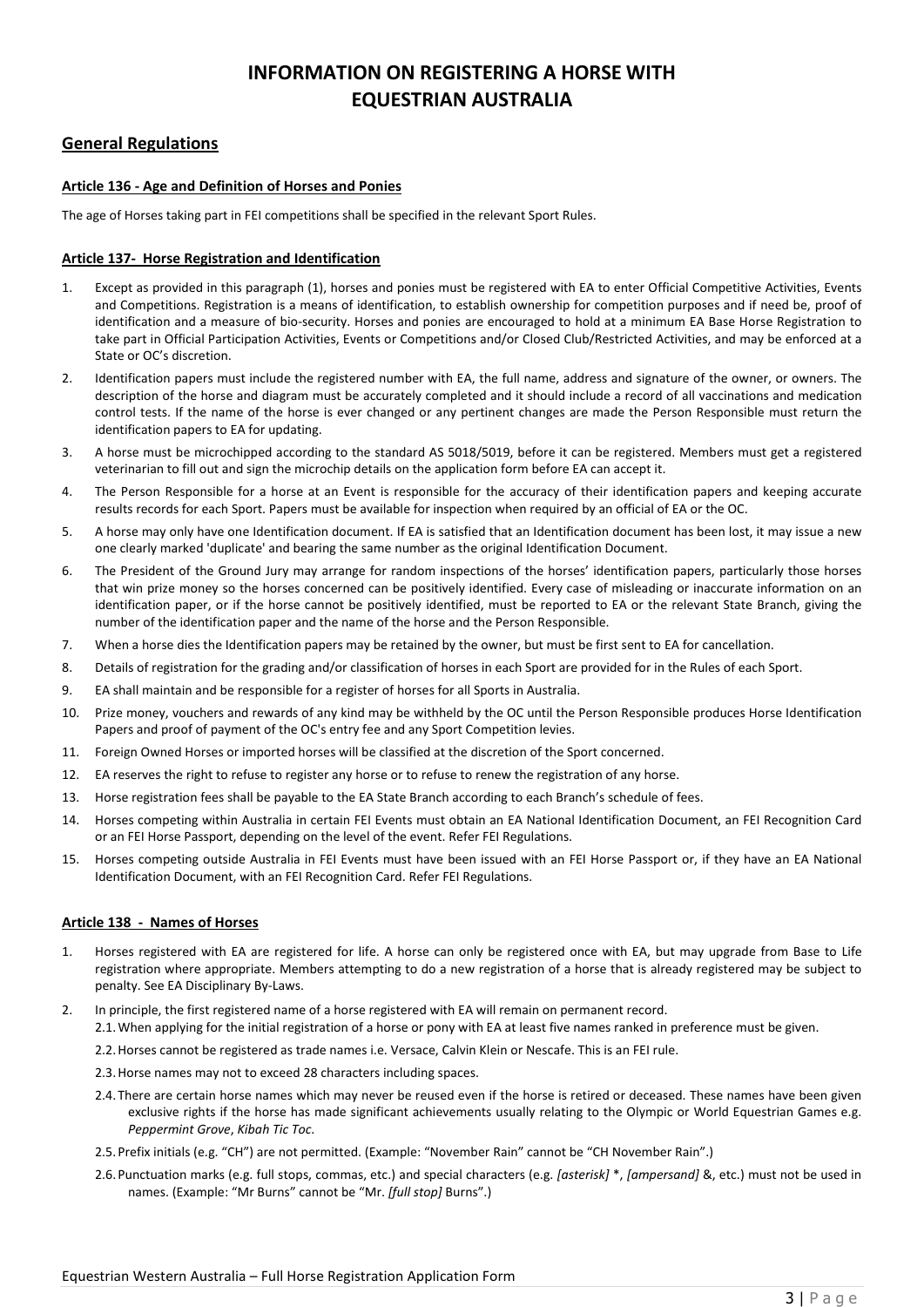# INFORMATION ON REGISTERING A HORSE WITH EQUESTRIAN AUSTRALIA

## General Regulations

### Article 136 - Age and Definition of Horses and Ponies

The age of Horses taking part in FEI competitions shall be specified in the relevant Sport Rules.

### Article 137- Horse Registration and Identification

1. Except as provided in this paragraph (1), horses and ponies must be registered with EA to enter Official Competitive Activities, Events and Competitions. Registration is a means of identification, to establish ownership for competition purposes and if need be, proof of identification and a measure of bio-security. Horses and ponies are encouraged to hold at a minimum EA Base Horse Registration to take part in Official Participation Activities, Events or Competitions and/or Closed Club/Restricted Activities, and may be enforced at a State or OC's discretion.
2. Identification papers must include the registered number with EA, the full name, address and signature of the owner, or owners. The description of the horse and diagram must be accurately completed and it should include a record of all vaccinations and medication control tests. If the name of the horse is ever changed or any pertinent changes are made the Person Responsible must return the identification papers to EA for updating.
3. A horse must be microchipped according to the standard AS 5018/5019, before it can be registered. Members must get a registered veterinarian to fill out and sign the microchip details on the application form before EA can accept it.
4. The Person Responsible for a horse at an Event is responsible for the accuracy of their identification papers and keeping accurate results records for each Sport. Papers must be available for inspection when required by an official of EA or the OC.
5. A horse may only have one Identification document. If EA is satisfied that an Identification document has been lost, it may issue a new one clearly marked 'duplicate' and bearing the same number as the original Identification Document.
6. The President of the Ground Jury may arrange for random inspections of the horses' identification papers, particularly those horses that win prize money so the horses concerned can be positively identified. Every case of misleading or inaccurate information on an identification paper, or if the horse cannot be positively identified, must be reported to EA or the relevant State Branch, giving the number of the identification paper and the name of the horse and the Person Responsible.
7. When a horse dies the Identification papers may be retained by the owner, but must be first sent to EA for cancellation.
8. Details of registration for the grading and/or classification of horses in each Sport are provided for in the Rules of each Sport.
9. EA shall maintain and be responsible for a register of horses for all Sports in Australia.
10. Prize money, vouchers and rewards of any kind may be withheld by the OC until the Person Responsible produces Horse Identification Papers and proof of payment of the OC's entry fee and any Sport Competition levies.
11. Foreign Owned Horses or imported horses will be classified at the discretion of the Sport concerned.
12. EA reserves the right to refuse to register any horse or to refuse to renew the registration of any horse.
13. Horse registration fees shall be payable to the EA State Branch according to each Branch's schedule of fees.
14. Horses competing within Australia in certain FEI Events must obtain an EA National Identification Document, an FEI Recognition Card or an FEI Horse Passport, depending on the level of the event. Refer FEI Regulations.
15. Horses competing outside Australia in FEI Events must have been issued with an FEI Horse Passport or, if they have an EA National Identification Document, with an FEI Recognition Card. Refer FEI Regulations.

### Article 138 - Names of Horses

1. Horses registered with EA are registered for life. A horse can only be registered once with EA, but may upgrade from Base to Life registration where appropriate. Members attempting to do a new registration of a horse that is already registered may be subject to penalty. See EA Disciplinary By-Laws.
2. In principle, the first registered name of a horse registered with EA will remain on permanent record.
   - 2.1. When applying for the initial registration of a horse or pony with EA at least five names ranked in preference must be given.
   - 2.2. Horses cannot be registered as trade names i.e. Versace, Calvin Klein or Nescafe. This is an FEI rule.
   - 2.3. Horse names may not to exceed 28 characters including spaces.
   - 2.4. There are certain horse names which may never be reused even if the horse is retired or deceased. These names have been given exclusive rights if the horse has made significant achievements usually relating to the Olympic or World Equestrian Games e.g. *Peppermint Grove*, *Kibah Tic Toc*.
   - 2.5. Prefix initials (e.g. "CH") are not permitted. (Example: "November Rain" cannot be "CH November Rain".)
   - 2.6. Punctuation marks (e.g. full stops, commas, etc.) and special characters (e.g. *[asterisk]* *, *[ampersand]* &, etc.) must not be used in names. (Example: "Mr Burns" cannot be "Mr. *[full stop]* Burns".)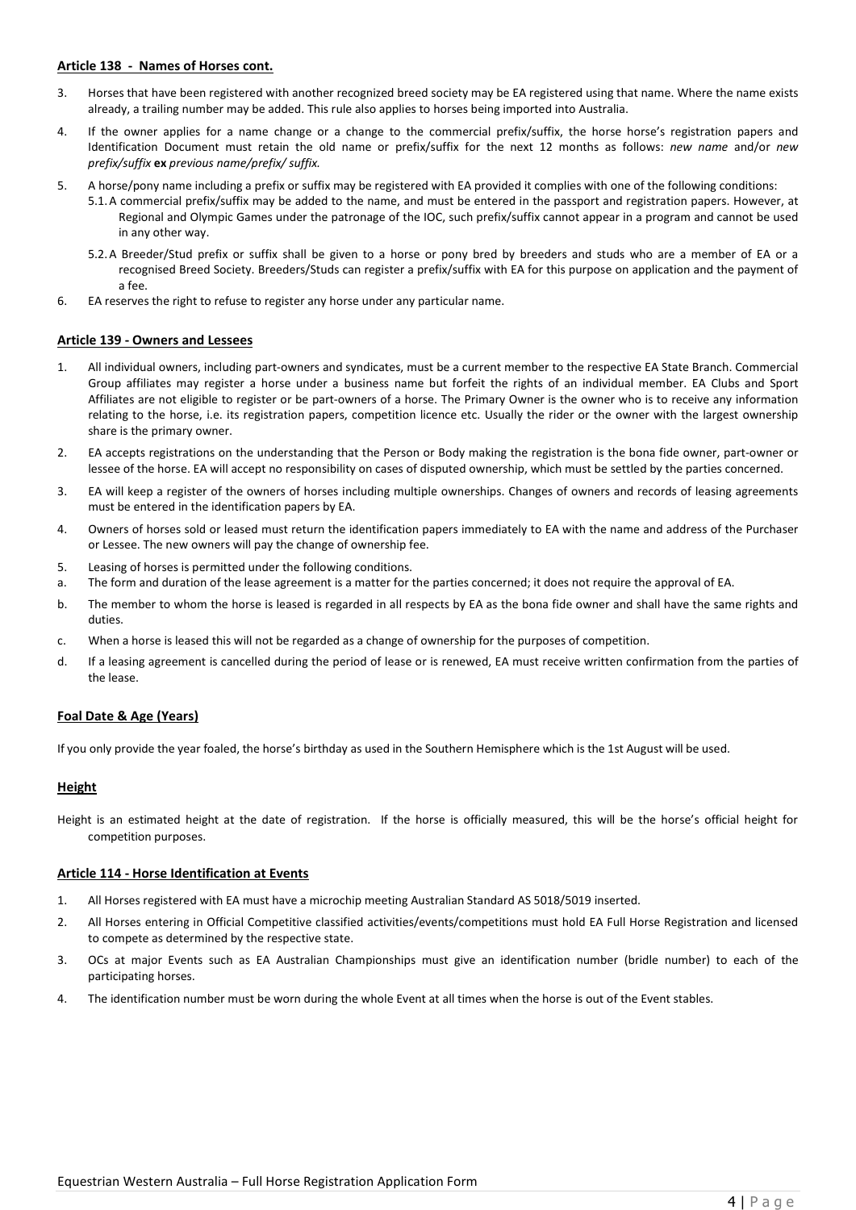## Article 138 - Names of Horses cont.

3. Horses that have been registered with another recognized breed society may be EA registered using that name. Where the name exists already, a trailing number may be added. This rule also applies to horses being imported into Australia.
4. If the owner applies for a name change or a change to the commercial prefix/suffix, the horse horse's registration papers and Identification Document must retain the old name or prefix/suffix for the next 12 months as follows: *new name* and/or *new prefix/suffix* **ex** *previous name/prefix/ suffix.*
5. A horse/pony name including a prefix or suffix may be registered with EA provided it complies with one of the following conditions:
   5.1. A commercial prefix/suffix may be added to the name, and must be entered in the passport and registration papers. However, at Regional and Olympic Games under the patronage of the IOC, such prefix/suffix cannot appear in a program and cannot be used in any other way.
   5.2. A Breeder/Stud prefix or suffix shall be given to a horse or pony bred by breeders and studs who are a member of EA or a recognised Breed Society. Breeders/Studs can register a prefix/suffix with EA for this purpose on application and the payment of a fee.
6. EA reserves the right to refuse to register any horse under any particular name.

## Article 139 - Owners and Lessees

1. All individual owners, including part-owners and syndicates, must be a current member to the respective EA State Branch. Commercial Group affiliates may register a horse under a business name but forfeit the rights of an individual member. EA Clubs and Sport Affiliates are not eligible to register or be part-owners of a horse. The Primary Owner is the owner who is to receive any information relating to the horse, i.e. its registration papers, competition licence etc. Usually the rider or the owner with the largest ownership share is the primary owner.
2. EA accepts registrations on the understanding that the Person or Body making the registration is the bona fide owner, part-owner or lessee of the horse. EA will accept no responsibility on cases of disputed ownership, which must be settled by the parties concerned.
3. EA will keep a register of the owners of horses including multiple ownerships. Changes of owners and records of leasing agreements must be entered in the identification papers by EA.
4. Owners of horses sold or leased must return the identification papers immediately to EA with the name and address of the Purchaser or Lessee. The new owners will pay the change of ownership fee.
5. Leasing of horses is permitted under the following conditions.

a. The form and duration of the lease agreement is a matter for the parties concerned; it does not require the approval of EA.
b. The member to whom the horse is leased is regarded in all respects by EA as the bona fide owner and shall have the same rights and duties.
c. When a horse is leased this will not be regarded as a change of ownership for the purposes of competition.
d. If a leasing agreement is cancelled during the period of lease or is renewed, EA must receive written confirmation from the parties of the lease.

## Foal Date & Age (Years)

If you only provide the year foaled, the horse's birthday as used in the Southern Hemisphere which is the 1st August will be used.

## Height

Height is an estimated height at the date of registration. If the horse is officially measured, this will be the horse's official height for competition purposes.

## Article 114 - Horse Identification at Events

1. All Horses registered with EA must have a microchip meeting Australian Standard AS 5018/5019 inserted.
2. All Horses entering in Official Competitive classified activities/events/competitions must hold EA Full Horse Registration and licensed to compete as determined by the respective state.
3. OCs at major Events such as EA Australian Championships must give an identification number (bridle number) to each of the participating horses.
4. The identification number must be worn during the whole Event at all times when the horse is out of the Event stables.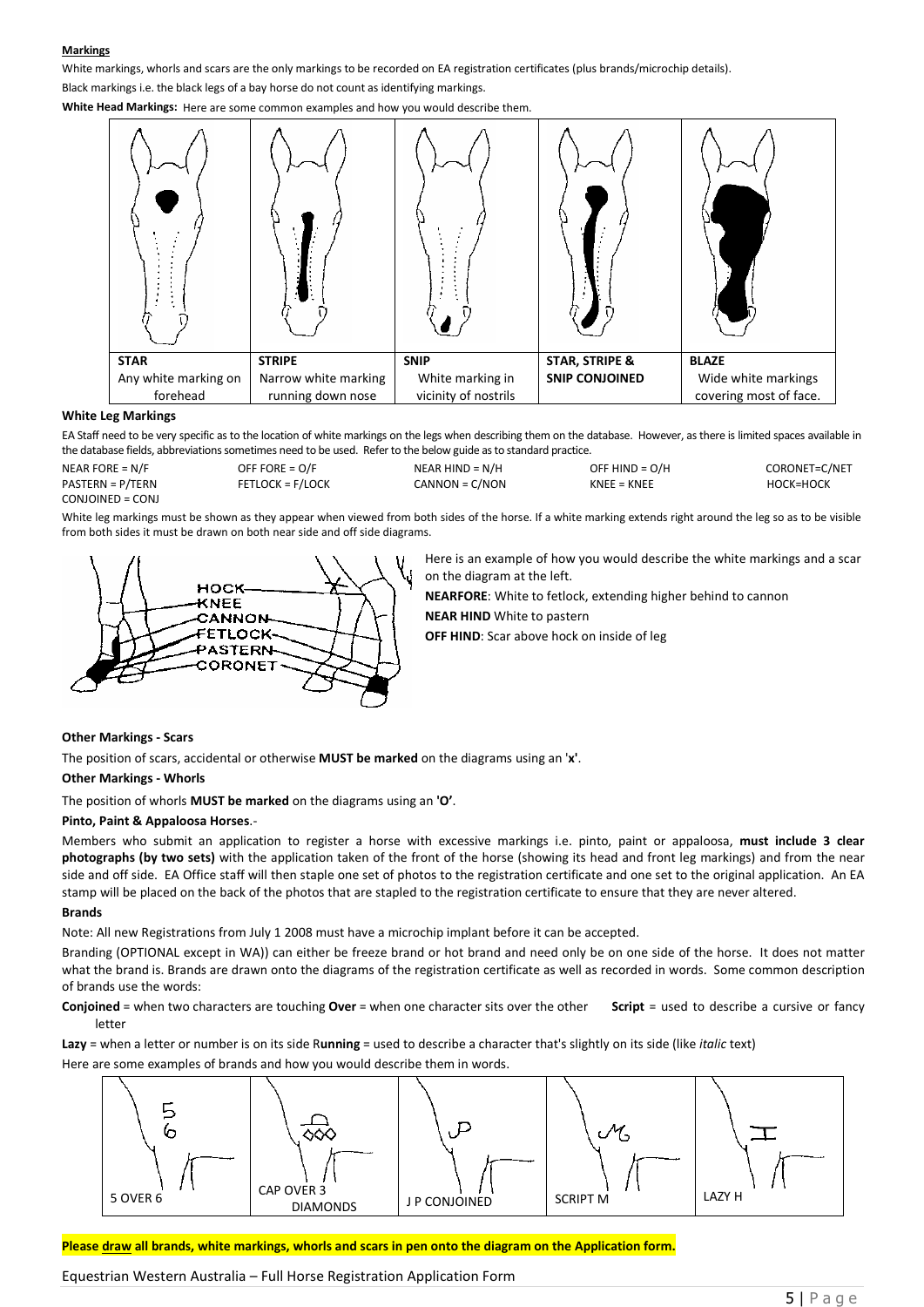**Markings**

White markings, whorls and scars are the only markings to be recorded on EA registration certificates (plus brands/microchip details).

Black markings i.e. the black legs of a bay horse do not count as identifying markings.

**White Head Markings:** Here are some common examples and how you would describe them.

| **STAR** | **STRIPE** | **SNIP** | **STAR, STRIPE & SNIP CONJOINED** | **BLAZE** |
|---|---|---|---|---|
| Any white marking on forehead | Narrow white marking running down nose | White marking in vicinity of nostrils | | Wide white markings covering most of face. |

**White Leg Markings**

EA Staff need to be very specific as to the location of white markings on the legs when describing them on the database. However, as there is limited spaces available in the database fields, abbreviations sometimes need to be used. Refer to the below guide as to standard practice.

| | | | | |
|---|---|---|---|---|
| NEAR FORE = N/F | OFF FORE = O/F | NEAR HIND = N/H | OFF HIND = O/H | CORONET=C/NET |
| PASTERN = P/TERN | FETLOCK = F/LOCK | CANNON = C/NON | KNEE = KNEE | HOCK=HOCK |
| CONJOINED = CONJ | | | | |

White leg markings must be shown as they appear when viewed from both sides of the horse. If a white marking extends right around the leg so as to be visible from both sides it must be drawn on both near side and off side diagrams.

HOCK
KNEE
CANNON
FETLOCK
PASTERN
CORONET

Here is an example of how you would describe the white markings and a scar on the diagram at the left.

**NEARFORE**: White to fetlock, extending higher behind to cannon

**NEAR HIND** White to pastern

**OFF HIND**: Scar above hock on inside of leg

**Other Markings - Scars**

The position of scars, accidental or otherwise **MUST be marked** on the diagrams using an '**x**'.

**Other Markings - Whorls**

The position of whorls **MUST be marked** on the diagrams using an **'O'**.

**Pinto, Paint & Appaloosa Horses**.-

Members who submit an application to register a horse with excessive markings i.e. pinto, paint or appaloosa, **must include 3 clear photographs (by two sets)** with the application taken of the front of the horse (showing its head and front leg markings) and from the near side and off side. EA Office staff will then staple one set of photos to the registration certificate and one set to the original application. An EA stamp will be placed on the back of the photos that are stapled to the registration certificate to ensure that they are never altered.

**Brands**

Note: All new Registrations from July 1 2008 must have a microchip implant before it can be accepted.

Branding (OPTIONAL except in WA)) can either be freeze brand or hot brand and need only be on one side of the horse. It does not matter what the brand is. Brands are drawn onto the diagrams of the registration certificate as well as recorded in words. Some common description of brands use the words:

**Conjoined** = when two characters are touching **Over** = when one character sits over the other **Script** = used to describe a cursive or fancy letter

**Lazy** = when a letter or number is on its side R**unning** = used to describe a character that's slightly on its side (like *italic* text)

Here are some examples of brands and how you would describe them in words.

| 5 OVER 6 | CAP OVER 3 DIAMONDS | J P CONJOINED | SCRIPT M | LAZY H |
|---|---|---|---|---|

**Please draw all brands, white markings, whorls and scars in pen onto the diagram on the Application form.**

Equestrian Western Australia – Full Horse Registration Application Form